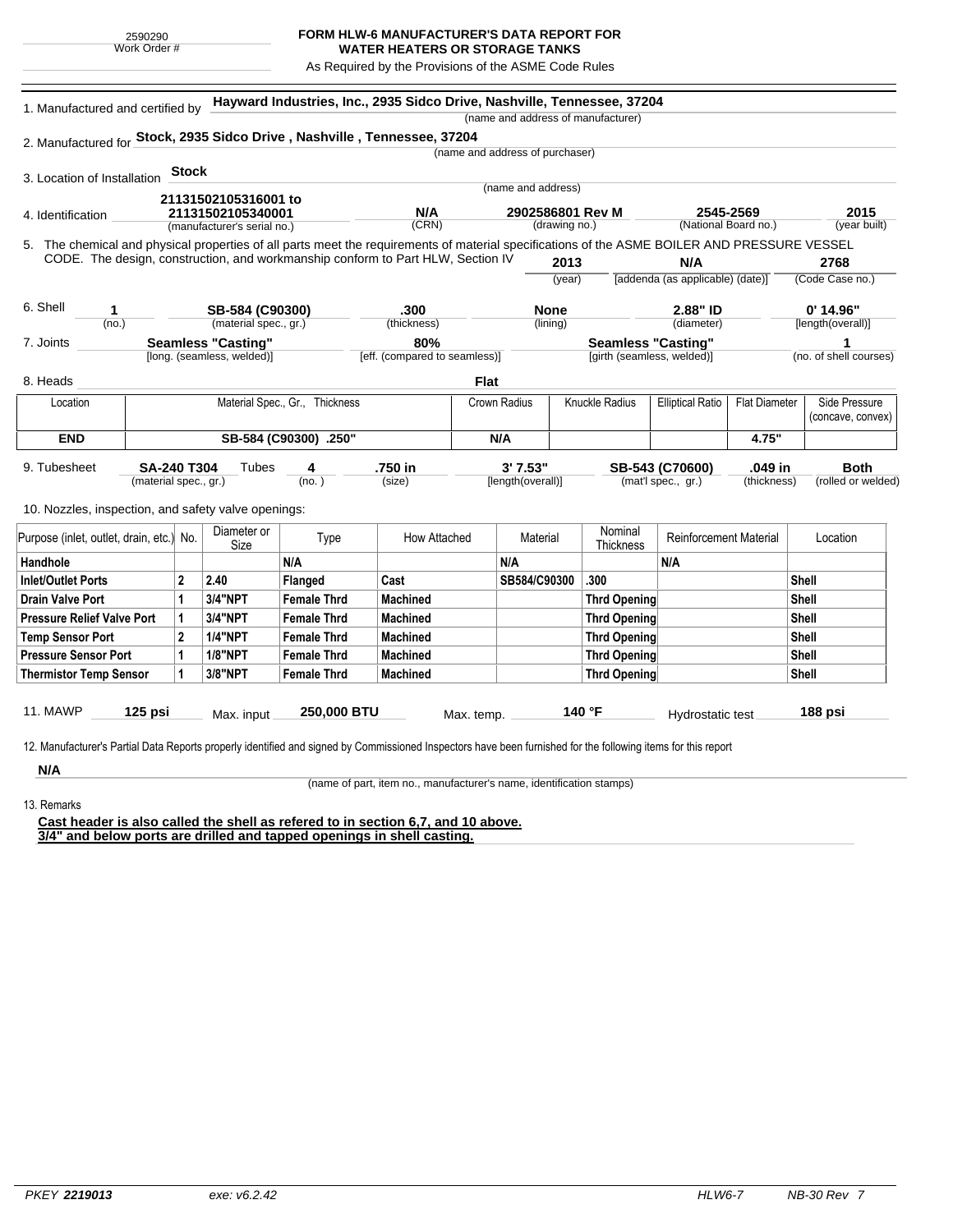2590290
Work Order #

# FORM HLW-6 MANUFACTURER'S DATA REPORT FOR WATER HEATERS OR STORAGE TANKS

As Required by the Provisions of the ASME Code Rules

1. Manufactured and certified by **Hayward Industries, Inc., 2935 Sidco Drive, Nashville, Tennessee, 37204**
(name and address of manufacturer)

2. Manufactured for **Stock, 2935 Sidco Drive , Nashville , Tennessee, 37204**
(name and address of purchaser)

3. Location of Installation **Stock**
(name and address)

4. Identification

| 21131502105316001 to 21131502105340001 | N/A | 2902586801 Rev M | 2545-2569 | 2015 |
|---|---|---|---|---|
| (manufacturer's serial no.) | (CRN) | (drawing no.) | (National Board no.) | (year built) |

5. The chemical and physical properties of all parts meet the requirements of material specifications of the ASME BOILER AND PRESSURE VESSEL CODE. The design, construction, and workmanship conform to Part HLW, Section IV

| 2013 | N/A | 2768 |
|---|---|---|
| (year) | [addenda (as applicable) (date)] | (Code Case no.) |

6. Shell

| 1 | SB-584 (C90300) | .300 | None | 2.88" ID | 0' 14.96" |
|---|---|---|---|---|---|
| (no.) | (material spec., gr.) | (thickness) | (lining) | (diameter) | [length(overall)] |

7. Joints

| Seamless "Casting" | 80% | Seamless "Casting" | 1 |
|---|---|---|---|
| [long. (seamless, welded)] | [eff. (compared to seamless)] | [girth (seamless, welded)] | (no. of shell courses) |

8. Heads **Flat**

| Location | Material Spec., Gr., Thickness | Crown Radius | Knuckle Radius | Elliptical Ratio | Flat Diameter | Side Pressure (concave, convex) |
|---|---|---|---|---|---|---|
| **END** | **SB-584 (C90300) .250"** | **N/A** | | | **4.75"** | |

9. Tubesheet

| SA-240 T304 | Tubes 4 | .750 in | 3' 7.53" | SB-543 (C70600) | .049 in | Both |
|---|---|---|---|---|---|---|
| (material spec., gr.) | (no.) | (size) | [length(overall)] | (mat'l spec., gr.) | (thickness) | (rolled or welded) |

10. Nozzles, inspection, and safety valve openings:

| Purpose (inlet, outlet, drain, etc.) | No. | Diameter or Size | Type | How Attached | Material | Nominal Thickness | Reinforcement Material | Location |
|---|---|---|---|---|---|---|---|---|
| **Handhole** | | | **N/A** | | **N/A** | | **N/A** | |
| **Inlet/Outlet Ports** | **2** | **2.40** | **Flanged** | **Cast** | **SB584/C90300** | **.300** | | **Shell** |
| **Drain Valve Port** | **1** | **3/4"NPT** | **Female Thrd** | **Machined** | | **Thrd Opening** | | **Shell** |
| **Pressure Relief Valve Port** | **1** | **3/4"NPT** | **Female Thrd** | **Machined** | | **Thrd Opening** | | **Shell** |
| **Temp Sensor Port** | **2** | **1/4"NPT** | **Female Thrd** | **Machined** | | **Thrd Opening** | | **Shell** |
| **Pressure Sensor Port** | **1** | **1/8"NPT** | **Female Thrd** | **Machined** | | **Thrd Opening** | | **Shell** |
| **Thermistor Temp Sensor** | **1** | **3/8"NPT** | **Female Thrd** | **Machined** | | **Thrd Opening** | | **Shell** |

11. MAWP **125 psi** Max. input **250,000 BTU** Max. temp. **140 °F** Hydrostatic test **188 psi**

12. Manufacturer's Partial Data Reports properly identified and signed by Commissioned Inspectors have been furnished for the following items for this report

**N/A**
(name of part, item no., manufacturer's name, identification stamps)

13. Remarks

**Cast header is also called the shell as refered to in section 6,7, and 10 above.**
**3/4" and below ports are drilled and tapped openings in shell casting.**

PKEY **2219013** exe: v6.2.42 HLW6-7 NB-30 Rev 7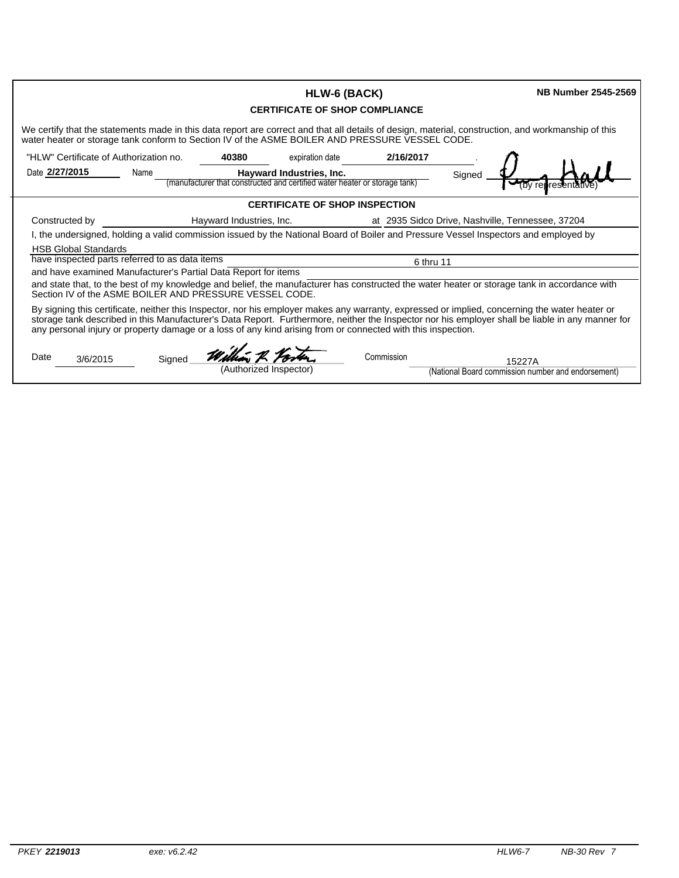## HLW-6 (BACK)

**NB Number 2545-2569**

### CERTIFICATE OF SHOP COMPLIANCE

We certify that the statements made in this data report are correct and that all details of design, material, construction, and workmanship of this water heater or storage tank conform to Section IV of the ASME BOILER AND PRESSURE VESSEL CODE.

"HLW" Certificate of Authorization no. **40380** expiration date **2/16/2017** .

Date **2/27/2015** Name **Hayward Industries, Inc.** Signed (by representative)

(manufacturer that constructed and certified water heater or storage tank)

### CERTIFICATE OF SHOP INSPECTION

Constructed by Hayward Industries, Inc. at 2935 Sidco Drive, Nashville, Tennessee, 37204

I, the undersigned, holding a valid commission issued by the National Board of Boiler and Pressure Vessel Inspectors and employed by HSB Global Standards

have inspected parts referred to as data items

and have examined Manufacturer's Partial Data Report for items 6 thru 11

and state that, to the best of my knowledge and belief, the manufacturer has constructed the water heater or storage tank in accordance with Section IV of the ASME BOILER AND PRESSURE VESSEL CODE.

By signing this certificate, neither this Inspector, nor his employer makes any warranty, expressed or implied, concerning the water heater or storage tank described in this Manufacturer's Data Report. Furthermore, neither the Inspector nor his employer shall be liable in any manner for any personal injury or property damage or a loss of any kind arising from or connected with this inspection.

Date 3/6/2015 Signed (Authorized Inspector) Commission 15227A (National Board commission number and endorsement)

*PKEY* ***2219013*** *exe: v6.2.42* *HLW6-7* *NB-30 Rev 7*